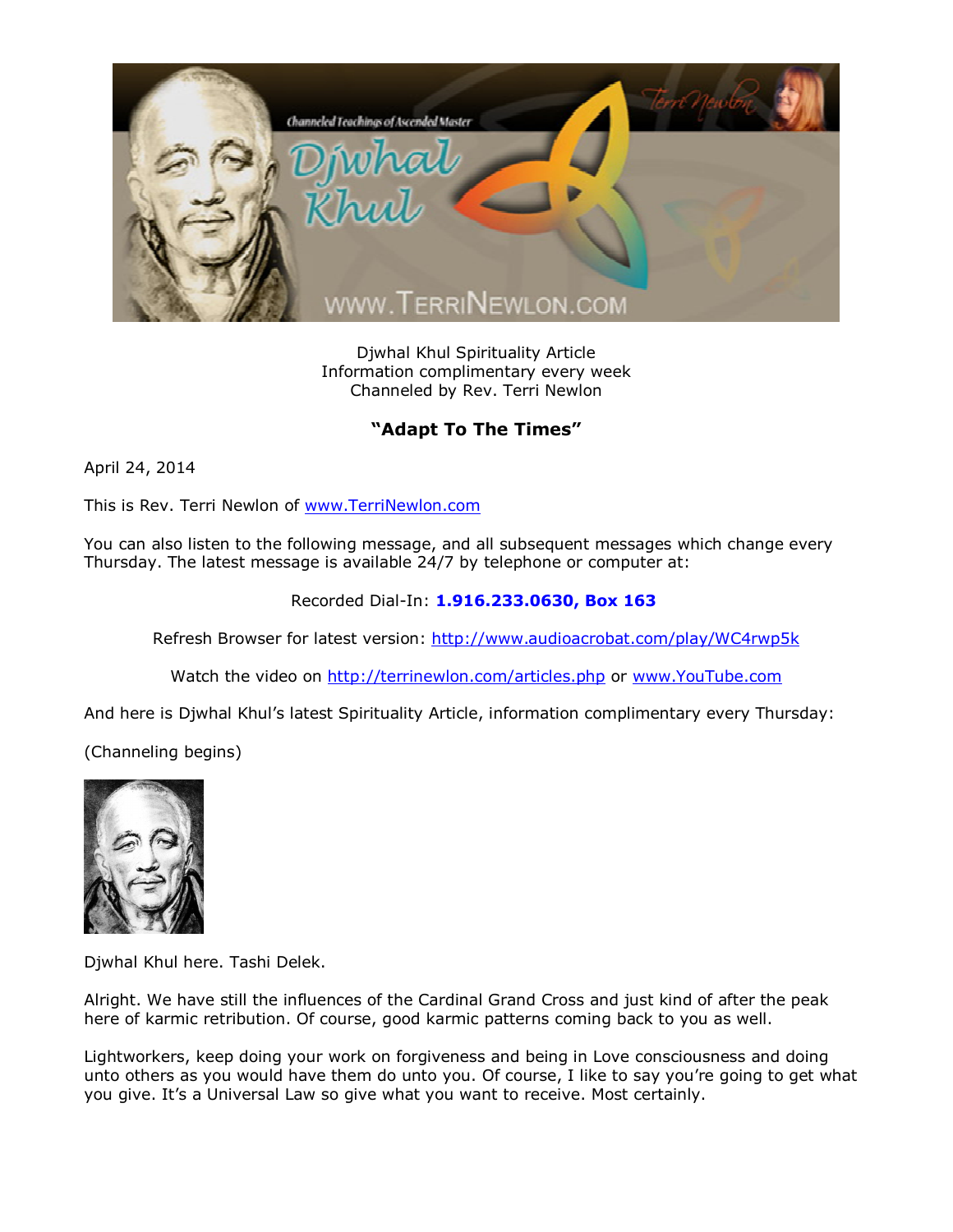Djwhal Khul Spirituality Article
Information complimentary every week
Channeled by Rev. Terri Newlon

## **"Adapt To The Times"**

April 24, 2014

This is Rev. Terri Newlon of www.TerriNewlon.com

You can also listen to the following message, and all subsequent messages which change every Thursday. The latest message is available 24/7 by telephone or computer at:

Recorded Dial-In: **1.916.233.0630, Box 163**

Refresh Browser for latest version: http://www.audioacrobat.com/play/WC4rwp5k

Watch the video on http://terrinewlon.com/articles.php or www.YouTube.com

And here is Djwhal Khul's latest Spirituality Article, information complimentary every Thursday:

(Channeling begins)

Djwhal Khul here. Tashi Delek.

Alright. We have still the influences of the Cardinal Grand Cross and just kind of after the peak here of karmic retribution. Of course, good karmic patterns coming back to you as well.

Lightworkers, keep doing your work on forgiveness and being in Love consciousness and doing unto others as you would have them do unto you. Of course, I like to say you're going to get what you give. It's a Universal Law so give what you want to receive. Most certainly.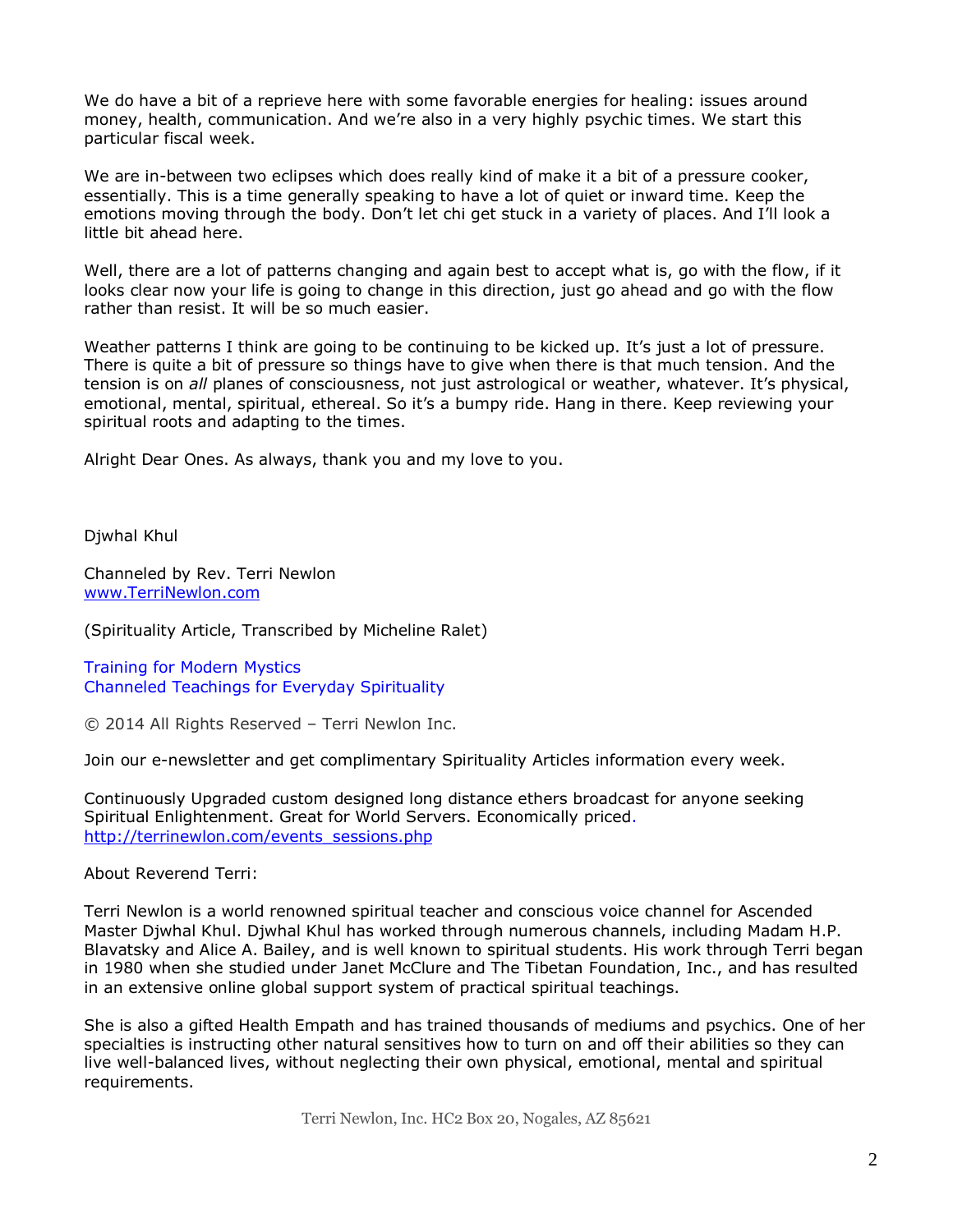We do have a bit of a reprieve here with some favorable energies for healing: issues around money, health, communication. And we're also in a very highly psychic times. We start this particular fiscal week.

We are in-between two eclipses which does really kind of make it a bit of a pressure cooker, essentially. This is a time generally speaking to have a lot of quiet or inward time. Keep the emotions moving through the body. Don't let chi get stuck in a variety of places. And I'll look a little bit ahead here.

Well, there are a lot of patterns changing and again best to accept what is, go with the flow, if it looks clear now your life is going to change in this direction, just go ahead and go with the flow rather than resist. It will be so much easier.

Weather patterns I think are going to be continuing to be kicked up. It's just a lot of pressure. There is quite a bit of pressure so things have to give when there is that much tension. And the tension is on *all* planes of consciousness, not just astrological or weather, whatever. It's physical, emotional, mental, spiritual, ethereal. So it's a bumpy ride. Hang in there. Keep reviewing your spiritual roots and adapting to the times.

Alright Dear Ones. As always, thank you and my love to you.

Djwhal Khul

Channeled by Rev. Terri Newlon
www.TerriNewlon.com

(Spirituality Article, Transcribed by Micheline Ralet)

Training for Modern Mystics
Channeled Teachings for Everyday Spirituality

© 2014 All Rights Reserved – Terri Newlon Inc.

Join our e-newsletter and get complimentary Spirituality Articles information every week.

Continuously Upgraded custom designed long distance ethers broadcast for anyone seeking Spiritual Enlightenment. Great for World Servers. Economically priced.
http://terrinewlon.com/events_sessions.php

About Reverend Terri:

Terri Newlon is a world renowned spiritual teacher and conscious voice channel for Ascended Master Djwhal Khul. Djwhal Khul has worked through numerous channels, including Madam H.P. Blavatsky and Alice A. Bailey, and is well known to spiritual students. His work through Terri began in 1980 when she studied under Janet McClure and The Tibetan Foundation, Inc., and has resulted in an extensive online global support system of practical spiritual teachings.

She is also a gifted Health Empath and has trained thousands of mediums and psychics. One of her specialties is instructing other natural sensitives how to turn on and off their abilities so they can live well-balanced lives, without neglecting their own physical, emotional, mental and spiritual requirements.

Terri Newlon, Inc. HC2 Box 20, Nogales, AZ 85621